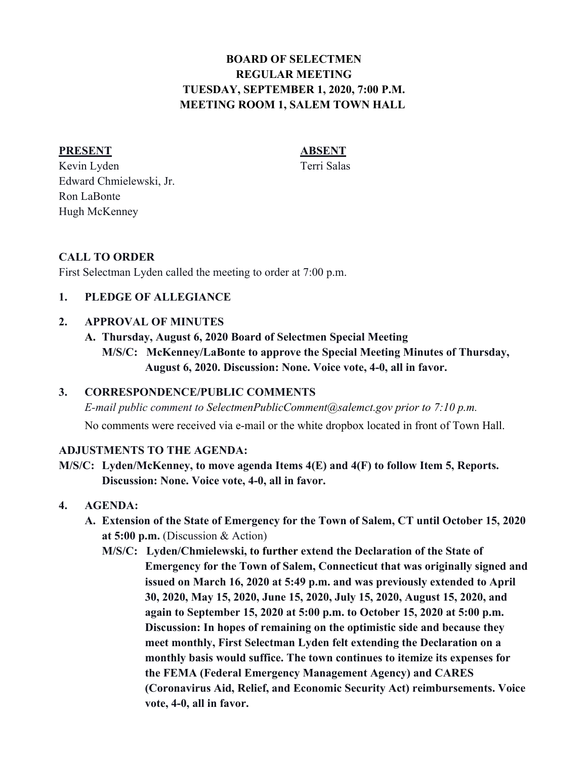# BOARD OF SELECTMEN
## REGULAR MEETING
## TUESDAY, SEPTEMBER 1, 2020, 7:00 P.M.
## MEETING ROOM 1, SALEM TOWN HALL

| PRESENT | ABSENT |
|---|---|
| Kevin Lyden | Terri Salas |
| Edward Chmielewski, Jr. | |
| Ron LaBonte | |
| Hugh McKenney | |

**CALL TO ORDER**

First Selectman Lyden called the meeting to order at 7:00 p.m.

1. **PLEDGE OF ALLEGIANCE**

2. **APPROVAL OF MINUTES**

   **A. Thursday, August 6, 2020 Board of Selectmen Special Meeting**

   **M/S/C: McKenney/LaBonte to approve the Special Meeting Minutes of Thursday, August 6, 2020. Discussion: None. Voice vote, 4-0, all in favor.**

3. **CORRESPONDENCE/PUBLIC COMMENTS**

   *E-mail public comment to SelectmenPublicComment@salemct.gov prior to 7:10 p.m.*

   No comments were received via e-mail or the white dropbox located in front of Town Hall.

**ADJUSTMENTS TO THE AGENDA:**

**M/S/C: Lyden/McKenney, to move agenda Items 4(E) and 4(F) to follow Item 5, Reports. Discussion: None. Voice vote, 4-0, all in favor.**

4. **AGENDA:**

   **A. Extension of the State of Emergency for the Town of Salem, CT until October 15, 2020 at 5:00 p.m.** (Discussion & Action)

   **M/S/C: Lyden/Chmielewski, to further extend the Declaration of the State of Emergency for the Town of Salem, Connecticut that was originally signed and issued on March 16, 2020 at 5:49 p.m. and was previously extended to April 30, 2020, May 15, 2020, June 15, 2020, July 15, 2020, August 15, 2020, and again to September 15, 2020 at 5:00 p.m. to October 15, 2020 at 5:00 p.m. Discussion: In hopes of remaining on the optimistic side and because they meet monthly, First Selectman Lyden felt extending the Declaration on a monthly basis would suffice. The town continues to itemize its expenses for the FEMA (Federal Emergency Management Agency) and CARES (Coronavirus Aid, Relief, and Economic Security Act) reimbursements. Voice vote, 4-0, all in favor.**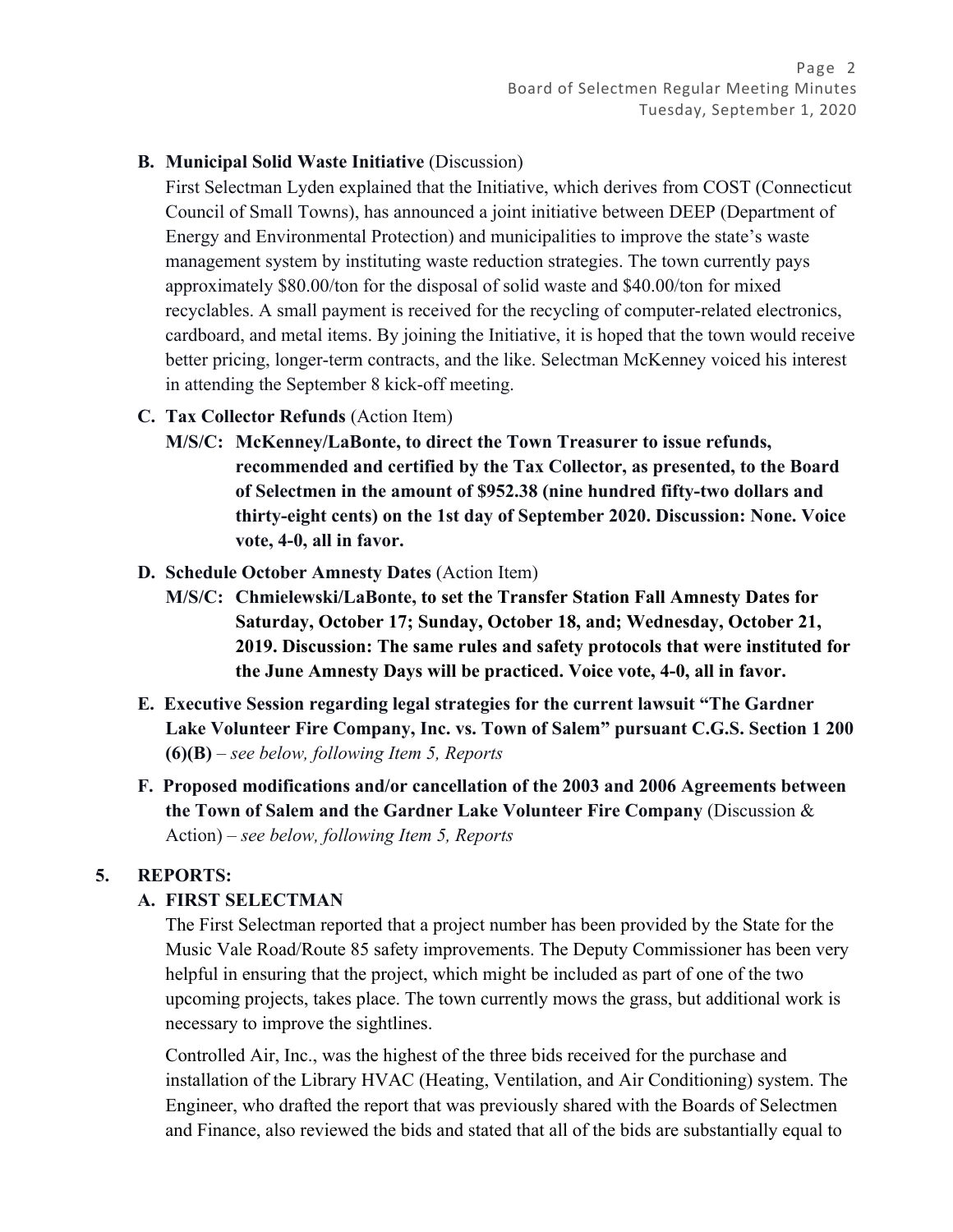**B. Municipal Solid Waste Initiative** (Discussion)

First Selectman Lyden explained that the Initiative, which derives from COST (Connecticut Council of Small Towns), has announced a joint initiative between DEEP (Department of Energy and Environmental Protection) and municipalities to improve the state's waste management system by instituting waste reduction strategies. The town currently pays approximately $80.00/ton for the disposal of solid waste and $40.00/ton for mixed recyclables. A small payment is received for the recycling of computer-related electronics, cardboard, and metal items. By joining the Initiative, it is hoped that the town would receive better pricing, longer-term contracts, and the like. Selectman McKenney voiced his interest in attending the September 8 kick-off meeting.

**C. Tax Collector Refunds** (Action Item)

**M/S/C: McKenney/LaBonte, to direct the Town Treasurer to issue refunds, recommended and certified by the Tax Collector, as presented, to the Board of Selectmen in the amount of $952.38 (nine hundred fifty-two dollars and thirty-eight cents) on the 1st day of September 2020. Discussion: None. Voice vote, 4-0, all in favor.**

**D. Schedule October Amnesty Dates** (Action Item)

**M/S/C: Chmielewski/LaBonte, to set the Transfer Station Fall Amnesty Dates for Saturday, October 17; Sunday, October 18, and; Wednesday, October 21, 2019. Discussion: The same rules and safety protocols that were instituted for the June Amnesty Days will be practiced. Voice vote, 4-0, all in favor.**

**E. Executive Session regarding legal strategies for the current lawsuit "The Gardner Lake Volunteer Fire Company, Inc. vs. Town of Salem" pursuant C.G.S. Section 1 200 (6)(B)** – *see below, following Item 5, Reports*

**F. Proposed modifications and/or cancellation of the 2003 and 2006 Agreements between the Town of Salem and the Gardner Lake Volunteer Fire Company** (Discussion & Action) – *see below, following Item 5, Reports*

## 5. REPORTS:

### A. FIRST SELECTMAN

The First Selectman reported that a project number has been provided by the State for the Music Vale Road/Route 85 safety improvements. The Deputy Commissioner has been very helpful in ensuring that the project, which might be included as part of one of the two upcoming projects, takes place. The town currently mows the grass, but additional work is necessary to improve the sightlines.

Controlled Air, Inc., was the highest of the three bids received for the purchase and installation of the Library HVAC (Heating, Ventilation, and Air Conditioning) system. The Engineer, who drafted the report that was previously shared with the Boards of Selectmen and Finance, also reviewed the bids and stated that all of the bids are substantially equal to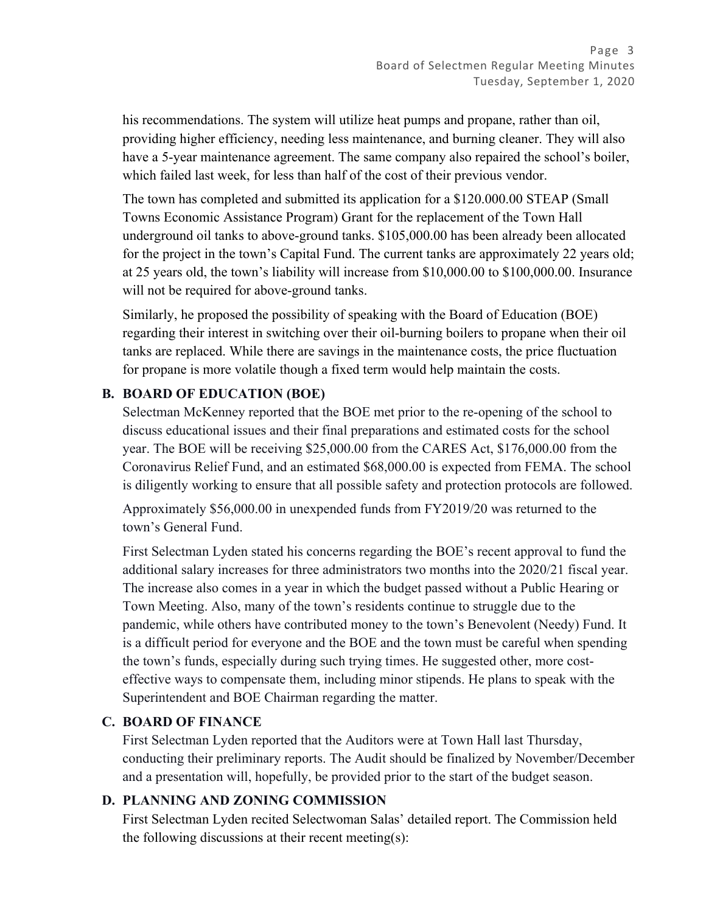his recommendations. The system will utilize heat pumps and propane, rather than oil, providing higher efficiency, needing less maintenance, and burning cleaner. They will also have a 5-year maintenance agreement. The same company also repaired the school's boiler, which failed last week, for less than half of the cost of their previous vendor.

The town has completed and submitted its application for a $120.000.00 STEAP (Small Towns Economic Assistance Program) Grant for the replacement of the Town Hall underground oil tanks to above-ground tanks. $105,000.00 has been already been allocated for the project in the town's Capital Fund. The current tanks are approximately 22 years old; at 25 years old, the town's liability will increase from $10,000.00 to $100,000.00. Insurance will not be required for above-ground tanks.

Similarly, he proposed the possibility of speaking with the Board of Education (BOE) regarding their interest in switching over their oil-burning boilers to propane when their oil tanks are replaced. While there are savings in the maintenance costs, the price fluctuation for propane is more volatile though a fixed term would help maintain the costs.

### B. BOARD OF EDUCATION (BOE)

Selectman McKenney reported that the BOE met prior to the re-opening of the school to discuss educational issues and their final preparations and estimated costs for the school year. The BOE will be receiving $25,000.00 from the CARES Act, $176,000.00 from the Coronavirus Relief Fund, and an estimated $68,000.00 is expected from FEMA. The school is diligently working to ensure that all possible safety and protection protocols are followed.

Approximately $56,000.00 in unexpended funds from FY2019/20 was returned to the town's General Fund.

First Selectman Lyden stated his concerns regarding the BOE's recent approval to fund the additional salary increases for three administrators two months into the 2020/21 fiscal year. The increase also comes in a year in which the budget passed without a Public Hearing or Town Meeting. Also, many of the town's residents continue to struggle due to the pandemic, while others have contributed money to the town's Benevolent (Needy) Fund. It is a difficult period for everyone and the BOE and the town must be careful when spending the town's funds, especially during such trying times. He suggested other, more cost-effective ways to compensate them, including minor stipends. He plans to speak with the Superintendent and BOE Chairman regarding the matter.

### C. BOARD OF FINANCE

First Selectman Lyden reported that the Auditors were at Town Hall last Thursday, conducting their preliminary reports. The Audit should be finalized by November/December and a presentation will, hopefully, be provided prior to the start of the budget season.

### D. PLANNING AND ZONING COMMISSION

First Selectman Lyden recited Selectwoman Salas' detailed report. The Commission held the following discussions at their recent meeting(s):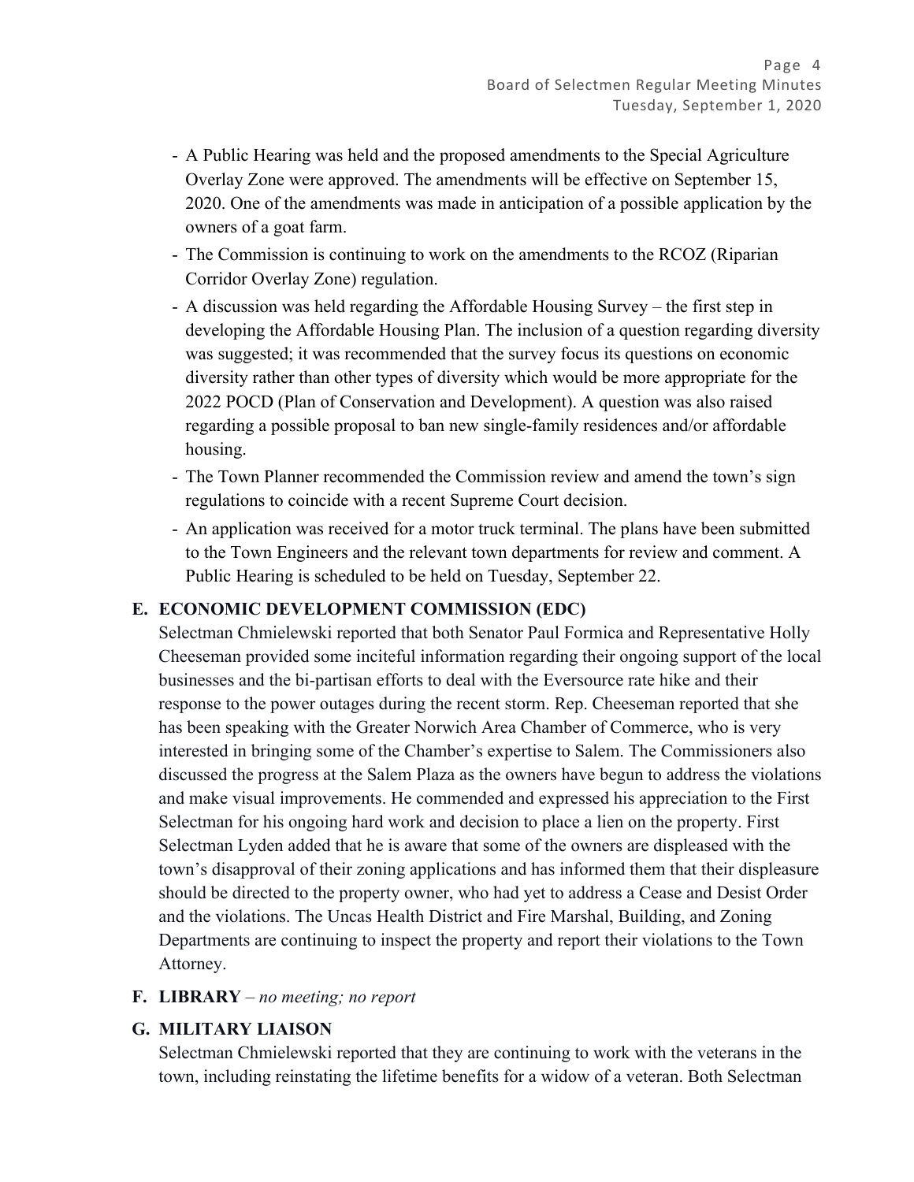- A Public Hearing was held and the proposed amendments to the Special Agriculture Overlay Zone were approved. The amendments will be effective on September 15, 2020. One of the amendments was made in anticipation of a possible application by the owners of a goat farm.
- The Commission is continuing to work on the amendments to the RCOZ (Riparian Corridor Overlay Zone) regulation.
- A discussion was held regarding the Affordable Housing Survey – the first step in developing the Affordable Housing Plan. The inclusion of a question regarding diversity was suggested; it was recommended that the survey focus its questions on economic diversity rather than other types of diversity which would be more appropriate for the 2022 POCD (Plan of Conservation and Development). A question was also raised regarding a possible proposal to ban new single-family residences and/or affordable housing.
- The Town Planner recommended the Commission review and amend the town's sign regulations to coincide with a recent Supreme Court decision.
- An application was received for a motor truck terminal. The plans have been submitted to the Town Engineers and the relevant town departments for review and comment. A Public Hearing is scheduled to be held on Tuesday, September 22.

**E. ECONOMIC DEVELOPMENT COMMISSION (EDC)**

Selectman Chmielewski reported that both Senator Paul Formica and Representative Holly Cheeseman provided some inciteful information regarding their ongoing support of the local businesses and the bi-partisan efforts to deal with the Eversource rate hike and their response to the power outages during the recent storm. Rep. Cheeseman reported that she has been speaking with the Greater Norwich Area Chamber of Commerce, who is very interested in bringing some of the Chamber's expertise to Salem. The Commissioners also discussed the progress at the Salem Plaza as the owners have begun to address the violations and make visual improvements. He commended and expressed his appreciation to the First Selectman for his ongoing hard work and decision to place a lien on the property. First Selectman Lyden added that he is aware that some of the owners are displeased with the town's disapproval of their zoning applications and has informed them that their displeasure should be directed to the property owner, who had yet to address a Cease and Desist Order and the violations. The Uncas Health District and Fire Marshal, Building, and Zoning Departments are continuing to inspect the property and report their violations to the Town Attorney.

**F. LIBRARY** – *no meeting; no report*

**G. MILITARY LIAISON**

Selectman Chmielewski reported that they are continuing to work with the veterans in the town, including reinstating the lifetime benefits for a widow of a veteran. Both Selectman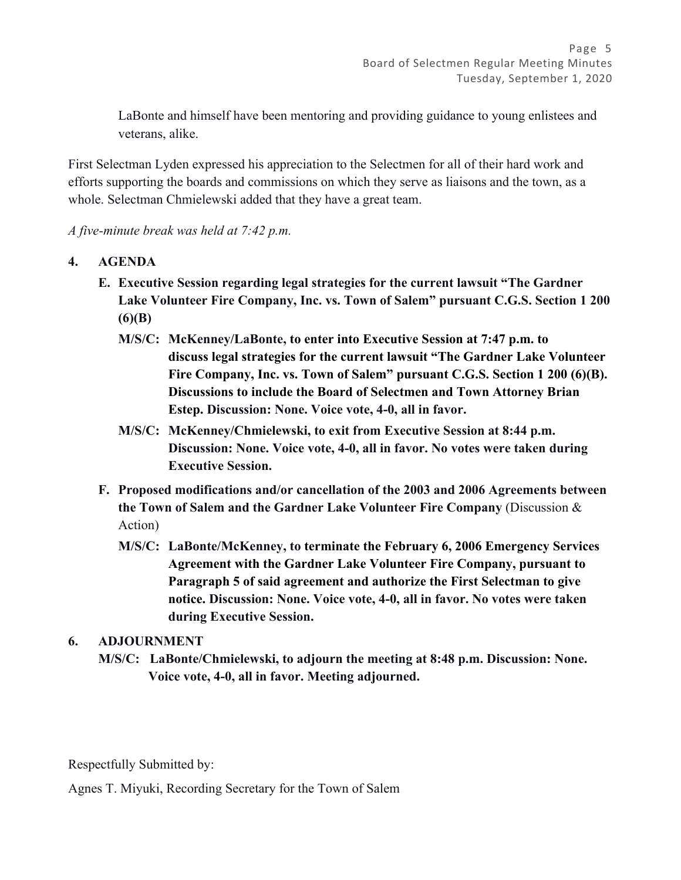LaBonte and himself have been mentoring and providing guidance to young enlistees and veterans, alike.

First Selectman Lyden expressed his appreciation to the Selectmen for all of their hard work and efforts supporting the boards and commissions on which they serve as liaisons and the town, as a whole. Selectman Chmielewski added that they have a great team.

*A five-minute break was held at 7:42 p.m.*

**4. AGENDA**

**E. Executive Session regarding legal strategies for the current lawsuit "The Gardner Lake Volunteer Fire Company, Inc. vs. Town of Salem" pursuant C.G.S. Section 1 200 (6)(B)**

**M/S/C: McKenney/LaBonte, to enter into Executive Session at 7:47 p.m. to discuss legal strategies for the current lawsuit "The Gardner Lake Volunteer Fire Company, Inc. vs. Town of Salem" pursuant C.G.S. Section 1 200 (6)(B). Discussions to include the Board of Selectmen and Town Attorney Brian Estep. Discussion: None. Voice vote, 4-0, all in favor.**

**M/S/C: McKenney/Chmielewski, to exit from Executive Session at 8:44 p.m. Discussion: None. Voice vote, 4-0, all in favor. No votes were taken during Executive Session.**

**F. Proposed modifications and/or cancellation of the 2003 and 2006 Agreements between the Town of Salem and the Gardner Lake Volunteer Fire Company** (Discussion & Action)

**M/S/C: LaBonte/McKenney, to terminate the February 6, 2006 Emergency Services Agreement with the Gardner Lake Volunteer Fire Company, pursuant to Paragraph 5 of said agreement and authorize the First Selectman to give notice. Discussion: None. Voice vote, 4-0, all in favor. No votes were taken during Executive Session.**

**6. ADJOURNMENT**

**M/S/C: LaBonte/Chmielewski, to adjourn the meeting at 8:48 p.m. Discussion: None. Voice vote, 4-0, all in favor. Meeting adjourned.**

Respectfully Submitted by:

Agnes T. Miyuki, Recording Secretary for the Town of Salem